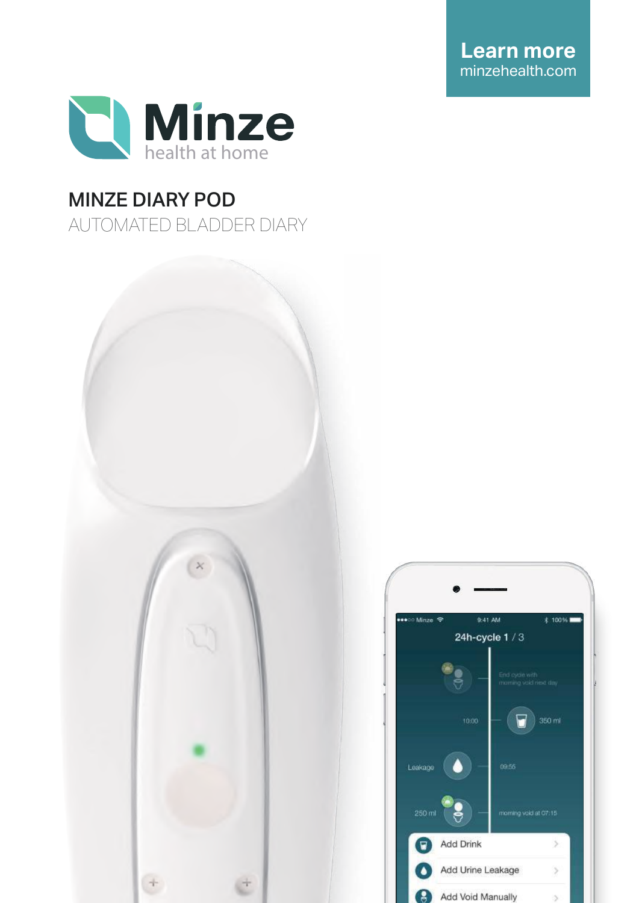**Learn more**
minzehealth.com

Minze
health at home

# MINZE DIARY POD

## AUTOMATED BLADDER DIARY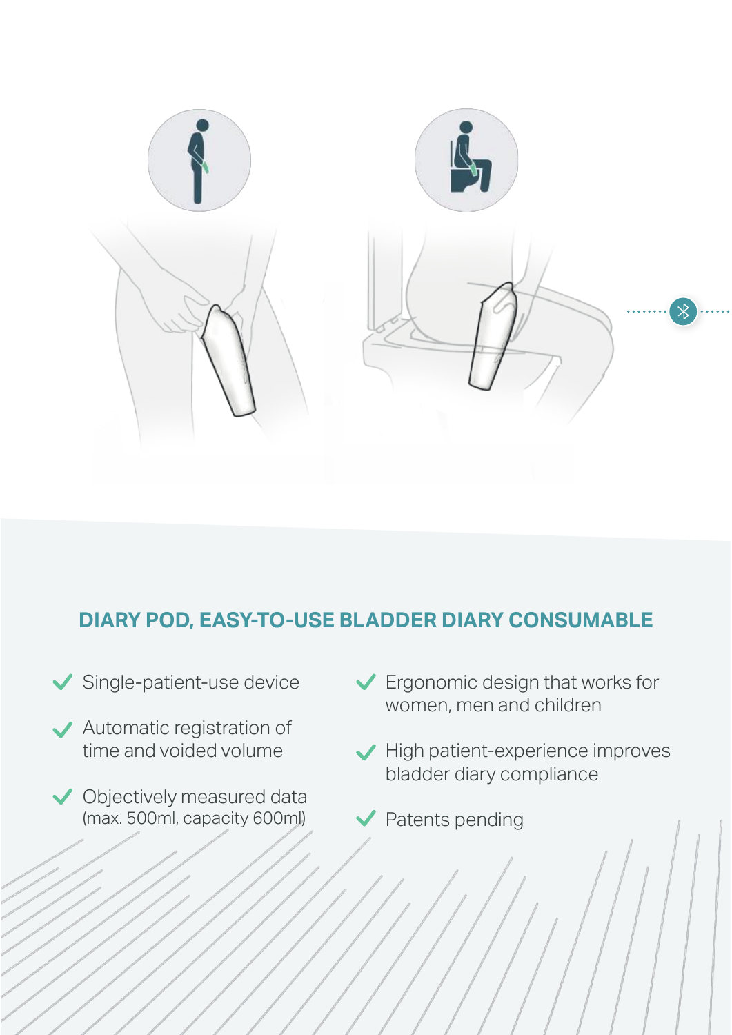## DIARY POD, EASY-TO-USE BLADDER DIARY CONSUMABLE

- Single-patient-use device
- Automatic registration of time and voided volume
- Objectively measured data (max. 500ml, capacity 600ml)
- Ergonomic design that works for women, men and children
- High patient-experience improves bladder diary compliance
- Patents pending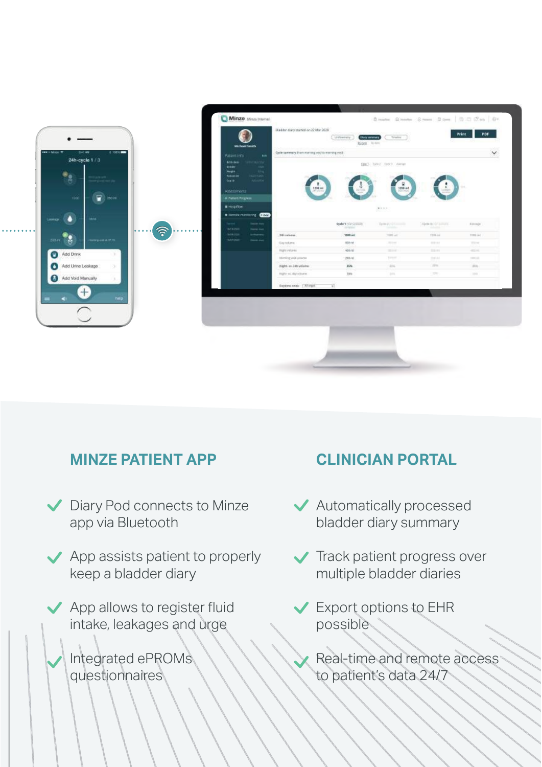## MINZE PATIENT APP

- Diary Pod connects to Minze app via Bluetooth
- App assists patient to properly keep a bladder diary
- App allows to register fluid intake, leakages and urge
- Integrated ePROMs questionnaires

## CLINICIAN PORTAL

- Automatically processed bladder diary summary
- Track patient progress over multiple bladder diaries
- Export options to EHR possible
- Real-time and remote access to patient's data 24/7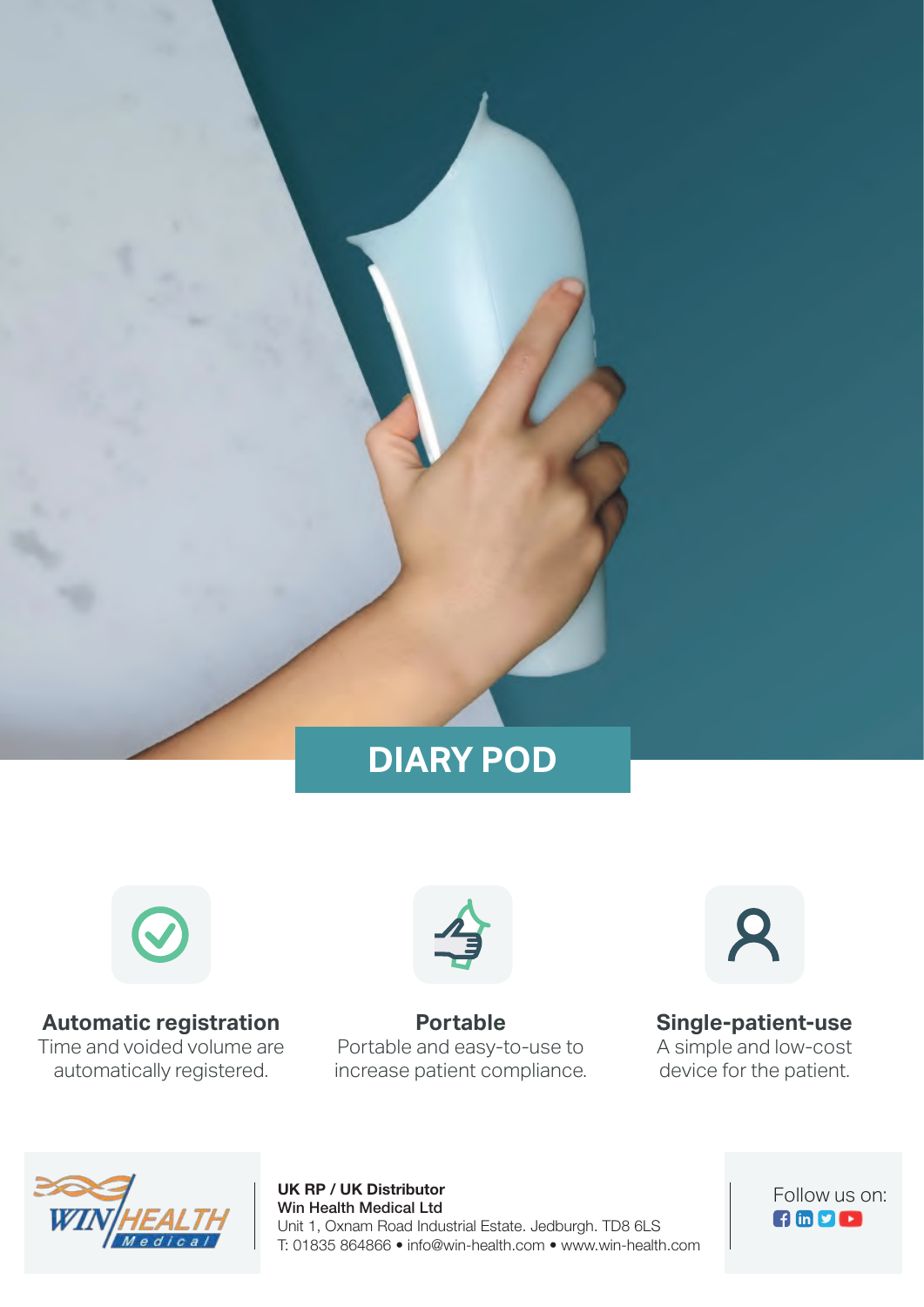# DIARY POD

**Automatic registration**
Time and voided volume are automatically registered.

**Portable**
Portable and easy-to-use to increase patient compliance.

**Single-patient-use**
A simple and low-cost device for the patient.

**UK RP / UK Distributor**
**Win Health Medical Ltd**
Unit 1, Oxnam Road Industrial Estate. Jedburgh. TD8 6LS
T: 01835 864866 • info@win-health.com • www.win-health.com

Follow us on: